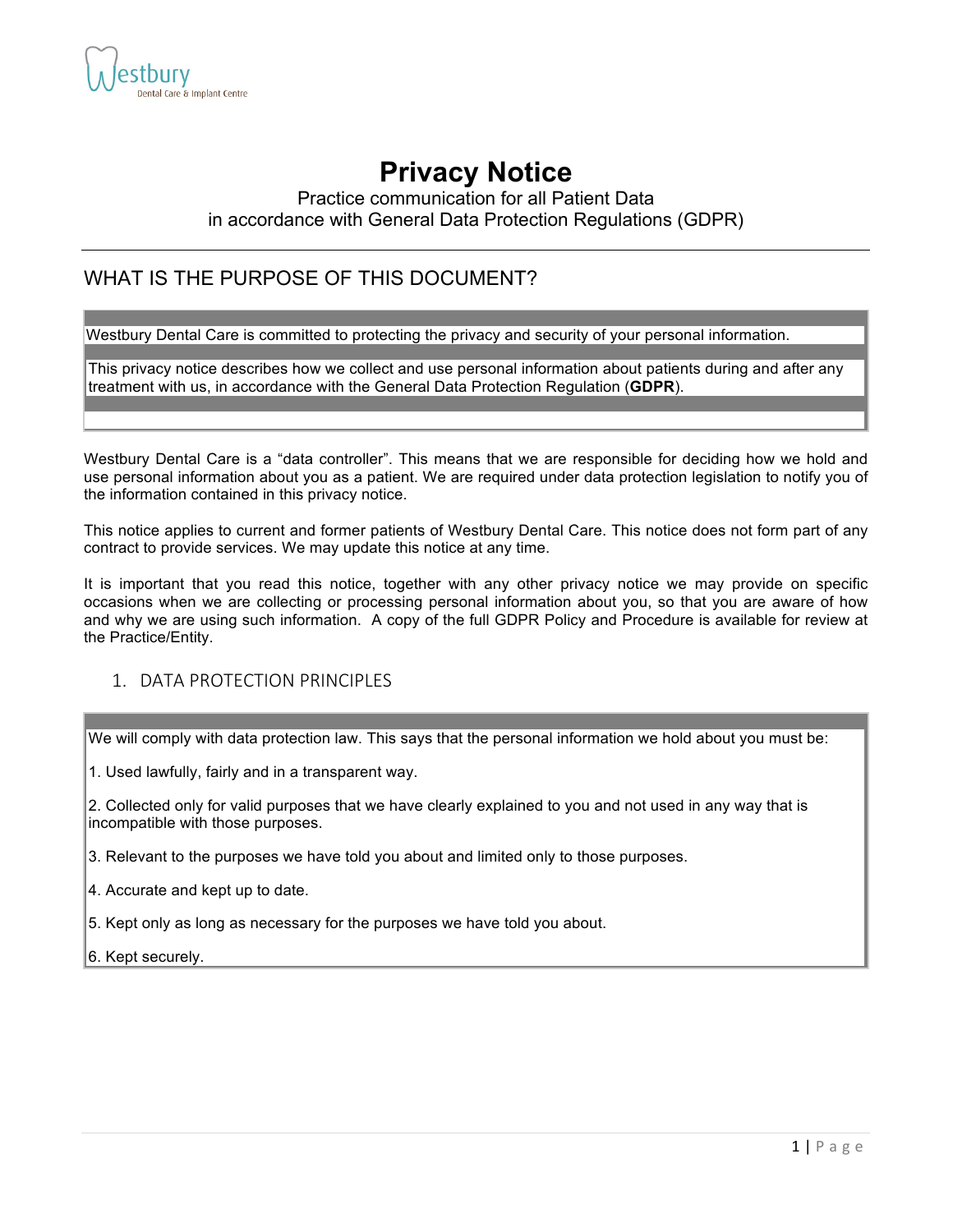# Privacy Notice

Practice communication for all Patient Data
in accordance with General Data Protection Regulations (GDPR)

## WHAT IS THE PURPOSE OF THIS DOCUMENT?

Westbury Dental Care is committed to protecting the privacy and security of your personal information.

This privacy notice describes how we collect and use personal information about patients during and after any treatment with us, in accordance with the General Data Protection Regulation (**GDPR**).

Westbury Dental Care is a "data controller". This means that we are responsible for deciding how we hold and use personal information about you as a patient. We are required under data protection legislation to notify you of the information contained in this privacy notice.

This notice applies to current and former patients of Westbury Dental Care. This notice does not form part of any contract to provide services. We may update this notice at any time.

It is important that you read this notice, together with any other privacy notice we may provide on specific occasions when we are collecting or processing personal information about you, so that you are aware of how and why we are using such information. A copy of the full GDPR Policy and Procedure is available for review at the Practice/Entity.

## 1. DATA PROTECTION PRINCIPLES

We will comply with data protection law. This says that the personal information we hold about you must be:

1. Used lawfully, fairly and in a transparent way.
2. Collected only for valid purposes that we have clearly explained to you and not used in any way that is incompatible with those purposes.
3. Relevant to the purposes we have told you about and limited only to those purposes.
4. Accurate and kept up to date.
5. Kept only as long as necessary for the purposes we have told you about.
6. Kept securely.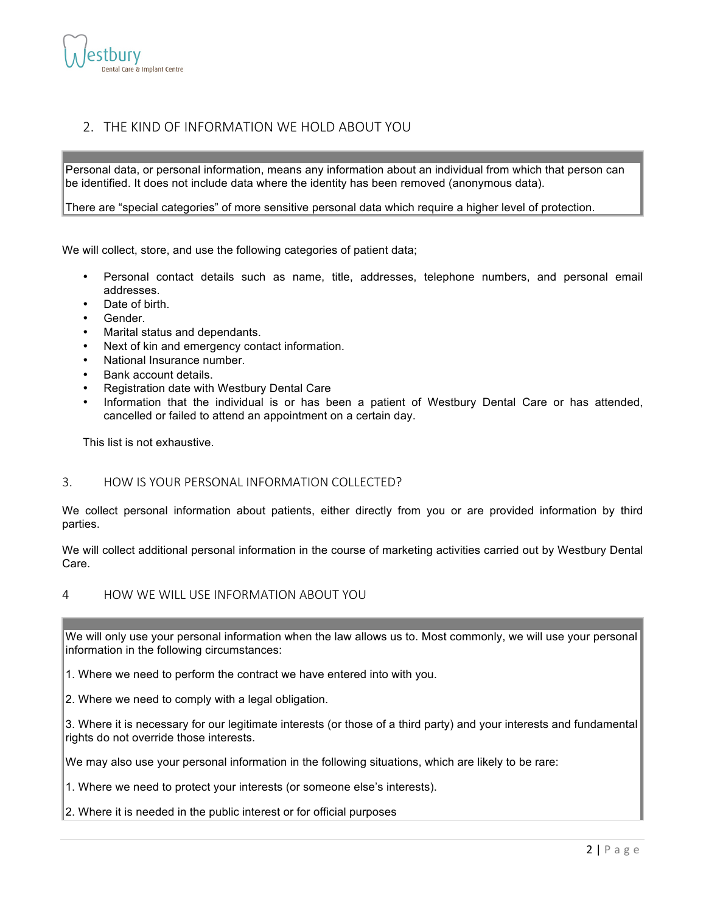## 2. THE KIND OF INFORMATION WE HOLD ABOUT YOU

Personal data, or personal information, means any information about an individual from which that person can be identified. It does not include data where the identity has been removed (anonymous data).

There are "special categories" of more sensitive personal data which require a higher level of protection.

We will collect, store, and use the following categories of patient data;

- Personal contact details such as name, title, addresses, telephone numbers, and personal email addresses.
- Date of birth.
- Gender.
- Marital status and dependants.
- Next of kin and emergency contact information.
- National Insurance number.
- Bank account details.
- Registration date with Westbury Dental Care
- Information that the individual is or has been a patient of Westbury Dental Care or has attended, cancelled or failed to attend an appointment on a certain day.

This list is not exhaustive.

## 3. HOW IS YOUR PERSONAL INFORMATION COLLECTED?

We collect personal information about patients, either directly from you or are provided information by third parties.

We will collect additional personal information in the course of marketing activities carried out by Westbury Dental Care.

## 4 HOW WE WILL USE INFORMATION ABOUT YOU

We will only use your personal information when the law allows us to. Most commonly, we will use your personal information in the following circumstances:

1. Where we need to perform the contract we have entered into with you.

2. Where we need to comply with a legal obligation.

3. Where it is necessary for our legitimate interests (or those of a third party) and your interests and fundamental rights do not override those interests.

We may also use your personal information in the following situations, which are likely to be rare:

1. Where we need to protect your interests (or someone else's interests).

2. Where it is needed in the public interest or for official purposes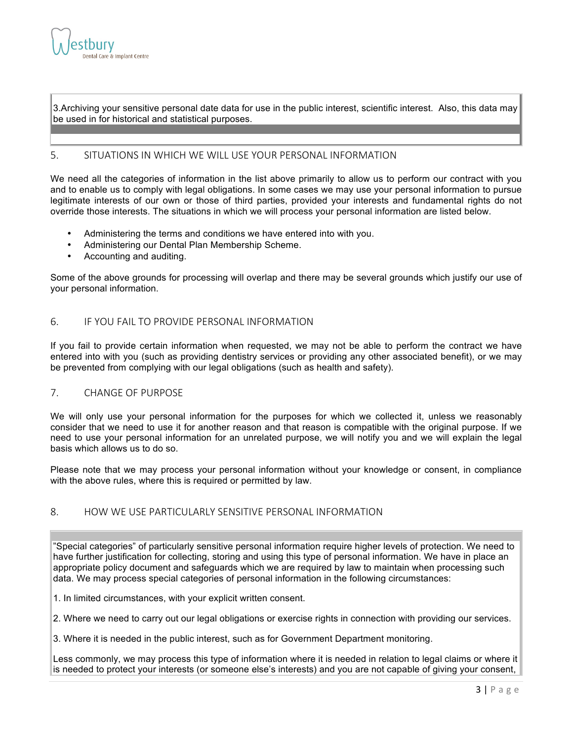3.Archiving your sensitive personal date data for use in the public interest, scientific interest. Also, this data may be used in for historical and statistical purposes.

## 5. SITUATIONS IN WHICH WE WILL USE YOUR PERSONAL INFORMATION

We need all the categories of information in the list above primarily to allow us to perform our contract with you and to enable us to comply with legal obligations. In some cases we may use your personal information to pursue legitimate interests of our own or those of third parties, provided your interests and fundamental rights do not override those interests. The situations in which we will process your personal information are listed below.

- Administering the terms and conditions we have entered into with you.
- Administering our Dental Plan Membership Scheme.
- Accounting and auditing.

Some of the above grounds for processing will overlap and there may be several grounds which justify our use of your personal information.

## 6. IF YOU FAIL TO PROVIDE PERSONAL INFORMATION

If you fail to provide certain information when requested, we may not be able to perform the contract we have entered into with you (such as providing dentistry services or providing any other associated benefit), or we may be prevented from complying with our legal obligations (such as health and safety).

## 7. CHANGE OF PURPOSE

We will only use your personal information for the purposes for which we collected it, unless we reasonably consider that we need to use it for another reason and that reason is compatible with the original purpose. If we need to use your personal information for an unrelated purpose, we will notify you and we will explain the legal basis which allows us to do so.

Please note that we may process your personal information without your knowledge or consent, in compliance with the above rules, where this is required or permitted by law.

## 8. HOW WE USE PARTICULARLY SENSITIVE PERSONAL INFORMATION

"Special categories" of particularly sensitive personal information require higher levels of protection. We need to have further justification for collecting, storing and using this type of personal information. We have in place an appropriate policy document and safeguards which we are required by law to maintain when processing such data. We may process special categories of personal information in the following circumstances:

1. In limited circumstances, with your explicit written consent.

2. Where we need to carry out our legal obligations or exercise rights in connection with providing our services.

3. Where it is needed in the public interest, such as for Government Department monitoring.

Less commonly, we may process this type of information where it is needed in relation to legal claims or where it is needed to protect your interests (or someone else's interests) and you are not capable of giving your consent,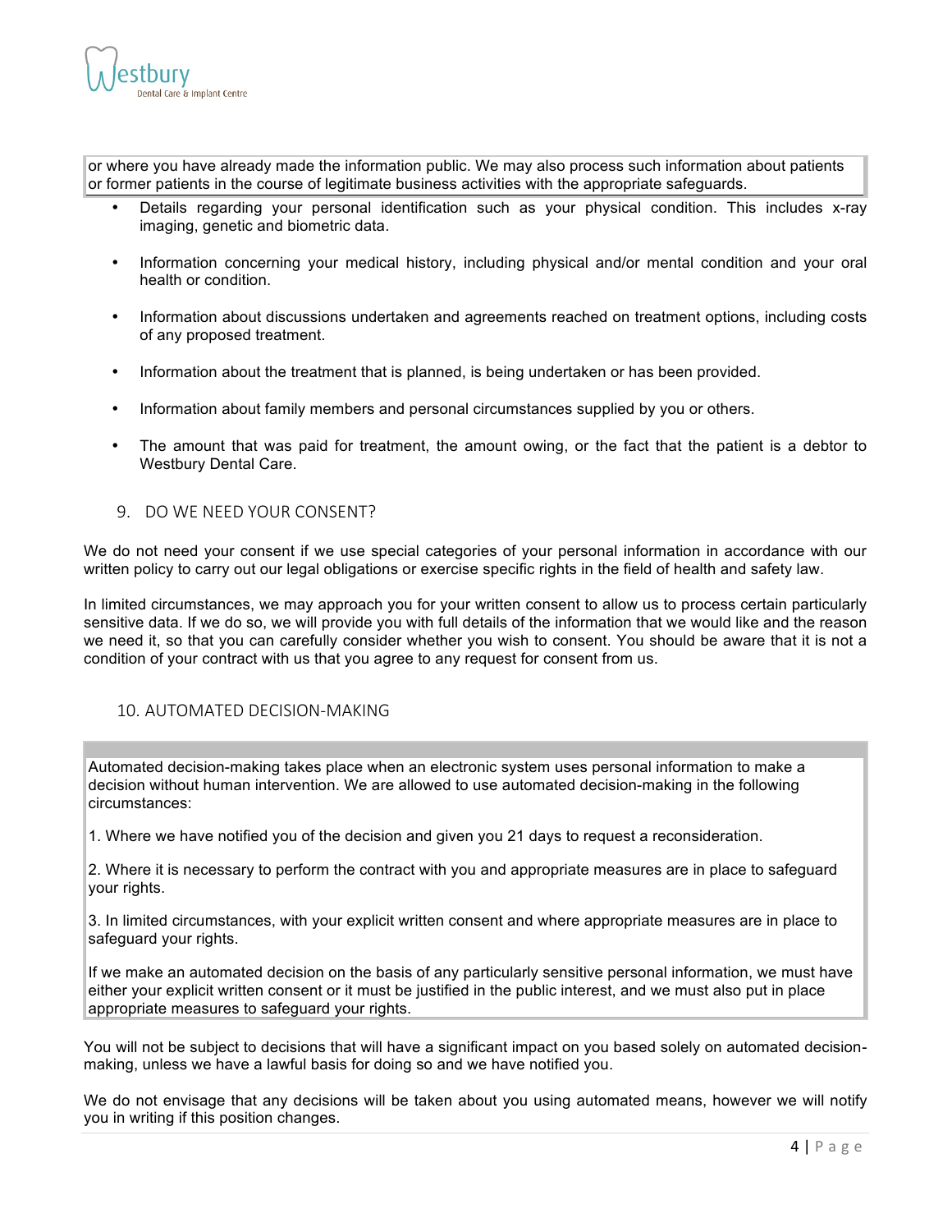or where you have already made the information public. We may also process such information about patients or former patients in the course of legitimate business activities with the appropriate safeguards.

- Details regarding your personal identification such as your physical condition. This includes x-ray imaging, genetic and biometric data.
- Information concerning your medical history, including physical and/or mental condition and your oral health or condition.
- Information about discussions undertaken and agreements reached on treatment options, including costs of any proposed treatment.
- Information about the treatment that is planned, is being undertaken or has been provided.
- Information about family members and personal circumstances supplied by you or others.
- The amount that was paid for treatment, the amount owing, or the fact that the patient is a debtor to Westbury Dental Care.

## 9. DO WE NEED YOUR CONSENT?

We do not need your consent if we use special categories of your personal information in accordance with our written policy to carry out our legal obligations or exercise specific rights in the field of health and safety law.

In limited circumstances, we may approach you for your written consent to allow us to process certain particularly sensitive data. If we do so, we will provide you with full details of the information that we would like and the reason we need it, so that you can carefully consider whether you wish to consent. You should be aware that it is not a condition of your contract with us that you agree to any request for consent from us.

## 10. AUTOMATED DECISION-MAKING

Automated decision-making takes place when an electronic system uses personal information to make a decision without human intervention. We are allowed to use automated decision-making in the following circumstances:

1. Where we have notified you of the decision and given you 21 days to request a reconsideration.

2. Where it is necessary to perform the contract with you and appropriate measures are in place to safeguard your rights.

3. In limited circumstances, with your explicit written consent and where appropriate measures are in place to safeguard your rights.

If we make an automated decision on the basis of any particularly sensitive personal information, we must have either your explicit written consent or it must be justified in the public interest, and we must also put in place appropriate measures to safeguard your rights.

You will not be subject to decisions that will have a significant impact on you based solely on automated decision-making, unless we have a lawful basis for doing so and we have notified you.

We do not envisage that any decisions will be taken about you using automated means, however we will notify you in writing if this position changes.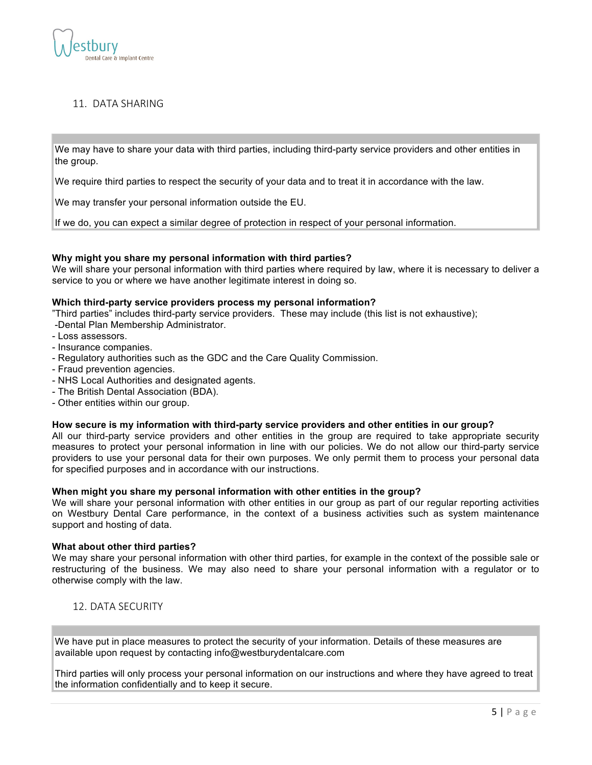## 11. DATA SHARING

We may have to share your data with third parties, including third-party service providers and other entities in the group.

We require third parties to respect the security of your data and to treat it in accordance with the law.

We may transfer your personal information outside the EU.

If we do, you can expect a similar degree of protection in respect of your personal information.

**Why might you share my personal information with third parties?**
We will share your personal information with third parties where required by law, where it is necessary to deliver a service to you or where we have another legitimate interest in doing so.

**Which third-party service providers process my personal information?**
"Third parties" includes third-party service providers. These may include (this list is not exhaustive);

- Dental Plan Membership Administrator.
- Loss assessors.
- Insurance companies.
- Regulatory authorities such as the GDC and the Care Quality Commission.
- Fraud prevention agencies.
- NHS Local Authorities and designated agents.
- The British Dental Association (BDA).
- Other entities within our group.

**How secure is my information with third-party service providers and other entities in our group?**
All our third-party service providers and other entities in the group are required to take appropriate security measures to protect your personal information in line with our policies. We do not allow our third-party service providers to use your personal data for their own purposes. We only permit them to process your personal data for specified purposes and in accordance with our instructions.

**When might you share my personal information with other entities in the group?**
We will share your personal information with other entities in our group as part of our regular reporting activities on Westbury Dental Care performance, in the context of a business activities such as system maintenance support and hosting of data.

**What about other third parties?**
We may share your personal information with other third parties, for example in the context of the possible sale or restructuring of the business. We may also need to share your personal information with a regulator or to otherwise comply with the law.

## 12. DATA SECURITY

We have put in place measures to protect the security of your information. Details of these measures are available upon request by contacting info@westburydentalcare.com

Third parties will only process your personal information on our instructions and where they have agreed to treat the information confidentially and to keep it secure.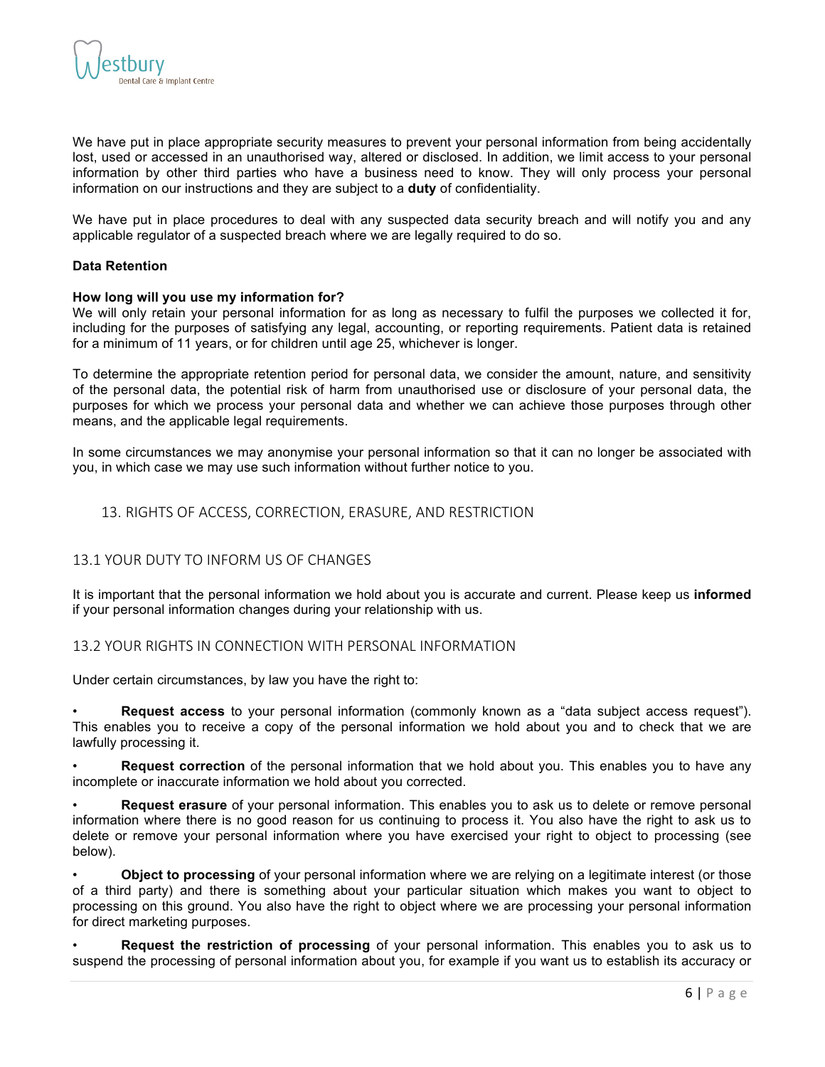We have put in place appropriate security measures to prevent your personal information from being accidentally lost, used or accessed in an unauthorised way, altered or disclosed. In addition, we limit access to your personal information by other third parties who have a business need to know. They will only process your personal information on our instructions and they are subject to a **duty** of confidentiality.

We have put in place procedures to deal with any suspected data security breach and will notify you and any applicable regulator of a suspected breach where we are legally required to do so.

**Data Retention**

**How long will you use my information for?**
We will only retain your personal information for as long as necessary to fulfil the purposes we collected it for, including for the purposes of satisfying any legal, accounting, or reporting requirements. Patient data is retained for a minimum of 11 years, or for children until age 25, whichever is longer.

To determine the appropriate retention period for personal data, we consider the amount, nature, and sensitivity of the personal data, the potential risk of harm from unauthorised use or disclosure of your personal data, the purposes for which we process your personal data and whether we can achieve those purposes through other means, and the applicable legal requirements.

In some circumstances we may anonymise your personal information so that it can no longer be associated with you, in which case we may use such information without further notice to you.

## 13. RIGHTS OF ACCESS, CORRECTION, ERASURE, AND RESTRICTION

### 13.1 YOUR DUTY TO INFORM US OF CHANGES

It is important that the personal information we hold about you is accurate and current. Please keep us **informed** if your personal information changes during your relationship with us.

### 13.2 YOUR RIGHTS IN CONNECTION WITH PERSONAL INFORMATION

Under certain circumstances, by law you have the right to:

- **Request access** to your personal information (commonly known as a "data subject access request"). This enables you to receive a copy of the personal information we hold about you and to check that we are lawfully processing it.

- **Request correction** of the personal information that we hold about you. This enables you to have any incomplete or inaccurate information we hold about you corrected.

- **Request erasure** of your personal information. This enables you to ask us to delete or remove personal information where there is no good reason for us continuing to process it. You also have the right to ask us to delete or remove your personal information where you have exercised your right to object to processing (see below).

- **Object to processing** of your personal information where we are relying on a legitimate interest (or those of a third party) and there is something about your particular situation which makes you want to object to processing on this ground. You also have the right to object where we are processing your personal information for direct marketing purposes.

- **Request the restriction of processing** of your personal information. This enables you to ask us to suspend the processing of personal information about you, for example if you want us to establish its accuracy or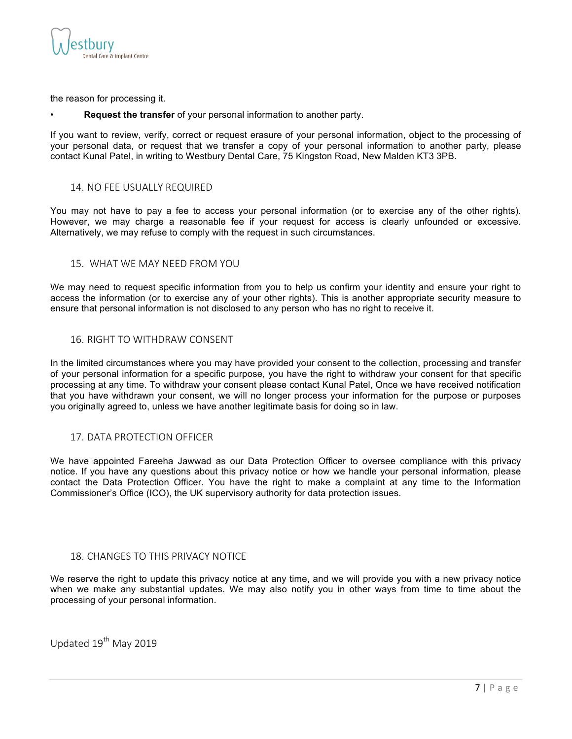the reason for processing it.

- **Request the transfer** of your personal information to another party.

If you want to review, verify, correct or request erasure of your personal information, object to the processing of your personal data, or request that we transfer a copy of your personal information to another party, please contact Kunal Patel, in writing to Westbury Dental Care, 75 Kingston Road, New Malden KT3 3PB.

## 14. NO FEE USUALLY REQUIRED

You may not have to pay a fee to access your personal information (or to exercise any of the other rights). However, we may charge a reasonable fee if your request for access is clearly unfounded or excessive. Alternatively, we may refuse to comply with the request in such circumstances.

## 15. WHAT WE MAY NEED FROM YOU

We may need to request specific information from you to help us confirm your identity and ensure your right to access the information (or to exercise any of your other rights). This is another appropriate security measure to ensure that personal information is not disclosed to any person who has no right to receive it.

## 16. RIGHT TO WITHDRAW CONSENT

In the limited circumstances where you may have provided your consent to the collection, processing and transfer of your personal information for a specific purpose, you have the right to withdraw your consent for that specific processing at any time. To withdraw your consent please contact Kunal Patel, Once we have received notification that you have withdrawn your consent, we will no longer process your information for the purpose or purposes you originally agreed to, unless we have another legitimate basis for doing so in law.

## 17. DATA PROTECTION OFFICER

We have appointed Fareeha Jawwad as our Data Protection Officer to oversee compliance with this privacy notice. If you have any questions about this privacy notice or how we handle your personal information, please contact the Data Protection Officer. You have the right to make a complaint at any time to the Information Commissioner's Office (ICO), the UK supervisory authority for data protection issues.

## 18. CHANGES TO THIS PRIVACY NOTICE

We reserve the right to update this privacy notice at any time, and we will provide you with a new privacy notice when we make any substantial updates. We may also notify you in other ways from time to time about the processing of your personal information.

Updated 19th May 2019